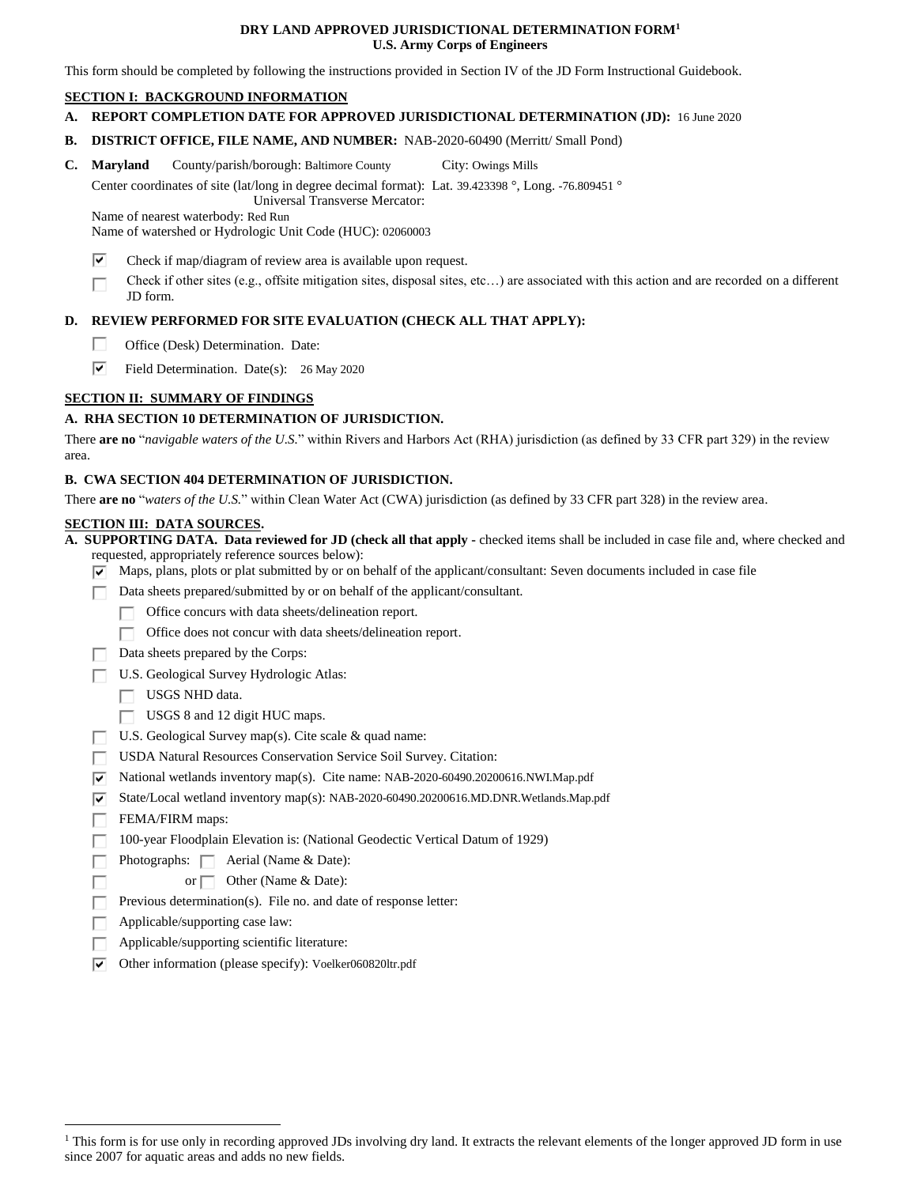**DRY LAND APPROVED JURISDICTIONAL DETERMINATION FORM**[1]
**U.S. Army Corps of Engineers**

This form should be completed by following the instructions provided in Section IV of the JD Form Instructional Guidebook.

## SECTION I: BACKGROUND INFORMATION

**A. REPORT COMPLETION DATE FOR APPROVED JURISDICTIONAL DETERMINATION (JD):** 16 June 2020

**B. DISTRICT OFFICE, FILE NAME, AND NUMBER:** NAB-2020-60490 (Merritt/ Small Pond)

**C. Maryland** County/parish/borough: Baltimore County City: Owings Mills

Center coordinates of site (lat/long in degree decimal format): Lat. 39.423398 °, Long. -76.809451 °
Universal Transverse Mercator:
Name of nearest waterbody: Red Run
Name of watershed or Hydrologic Unit Code (HUC): 02060003

- ☑ Check if map/diagram of review area is available upon request.
- ☐ Check if other sites (e.g., offsite mitigation sites, disposal sites, etc…) are associated with this action and are recorded on a different JD form.

**D. REVIEW PERFORMED FOR SITE EVALUATION (CHECK ALL THAT APPLY):**

- ☐ Office (Desk) Determination. Date:
- ☑ Field Determination. Date(s): 26 May 2020

## SECTION II: SUMMARY OF FINDINGS

**A. RHA SECTION 10 DETERMINATION OF JURISDICTION.**

There **are no** "*navigable waters of the U.S.*" within Rivers and Harbors Act (RHA) jurisdiction (as defined by 33 CFR part 329) in the review area.

**B. CWA SECTION 404 DETERMINATION OF JURISDICTION.**

There **are no** "*waters of the U.S.*" within Clean Water Act (CWA) jurisdiction (as defined by 33 CFR part 328) in the review area.

## SECTION III: DATA SOURCES.

**A. SUPPORTING DATA. Data reviewed for JD (check all that apply** - checked items shall be included in case file and, where checked and requested, appropriately reference sources below):

- ☑ Maps, plans, plots or plat submitted by or on behalf of the applicant/consultant: Seven documents included in case file
- ☐ Data sheets prepared/submitted by or on behalf of the applicant/consultant.
  - ☐ Office concurs with data sheets/delineation report.
  - ☐ Office does not concur with data sheets/delineation report.
- ☐ Data sheets prepared by the Corps:
- ☐ U.S. Geological Survey Hydrologic Atlas:
  - ☐ USGS NHD data.
  - ☐ USGS 8 and 12 digit HUC maps.
- ☐ U.S. Geological Survey map(s). Cite scale & quad name:
- ☐ USDA Natural Resources Conservation Service Soil Survey. Citation:
- ☑ National wetlands inventory map(s). Cite name: NAB-2020-60490.20200616.NWI.Map.pdf
- ☑ State/Local wetland inventory map(s): NAB-2020-60490.20200616.MD.DNR.Wetlands.Map.pdf
- ☐ FEMA/FIRM maps:
- ☐ 100-year Floodplain Elevation is: (National Geodectic Vertical Datum of 1929)
- ☐ Photographs: ☐ Aerial (Name & Date):
- ☐ or ☐ Other (Name & Date):
- ☐ Previous determination(s). File no. and date of response letter:
- ☐ Applicable/supporting case law:
- ☐ Applicable/supporting scientific literature:
- ☑ Other information (please specify): Voelker060820ltr.pdf

[1] This form is for use only in recording approved JDs involving dry land. It extracts the relevant elements of the longer approved JD form in use since 2007 for aquatic areas and adds no new fields.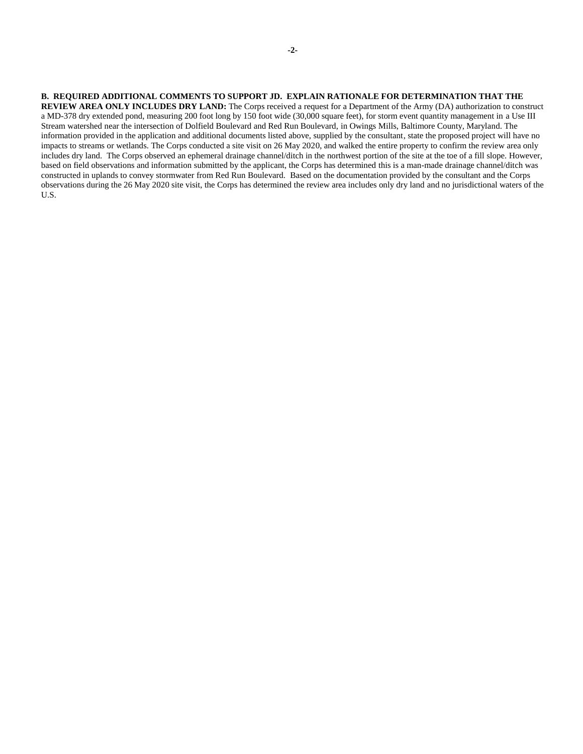**B. REQUIRED ADDITIONAL COMMENTS TO SUPPORT JD. EXPLAIN RATIONALE FOR DETERMINATION THAT THE REVIEW AREA ONLY INCLUDES DRY LAND:** The Corps received a request for a Department of the Army (DA) authorization to construct a MD-378 dry extended pond, measuring 200 foot long by 150 foot wide (30,000 square feet), for storm event quantity management in a Use III Stream watershed near the intersection of Dolfield Boulevard and Red Run Boulevard, in Owings Mills, Baltimore County, Maryland. The information provided in the application and additional documents listed above, supplied by the consultant, state the proposed project will have no impacts to streams or wetlands. The Corps conducted a site visit on 26 May 2020, and walked the entire property to confirm the review area only includes dry land. The Corps observed an ephemeral drainage channel/ditch in the northwest portion of the site at the toe of a fill slope. However, based on field observations and information submitted by the applicant, the Corps has determined this is a man-made drainage channel/ditch was constructed in uplands to convey stormwater from Red Run Boulevard. Based on the documentation provided by the consultant and the Corps observations during the 26 May 2020 site visit, the Corps has determined the review area includes only dry land and no jurisdictional waters of the U.S.